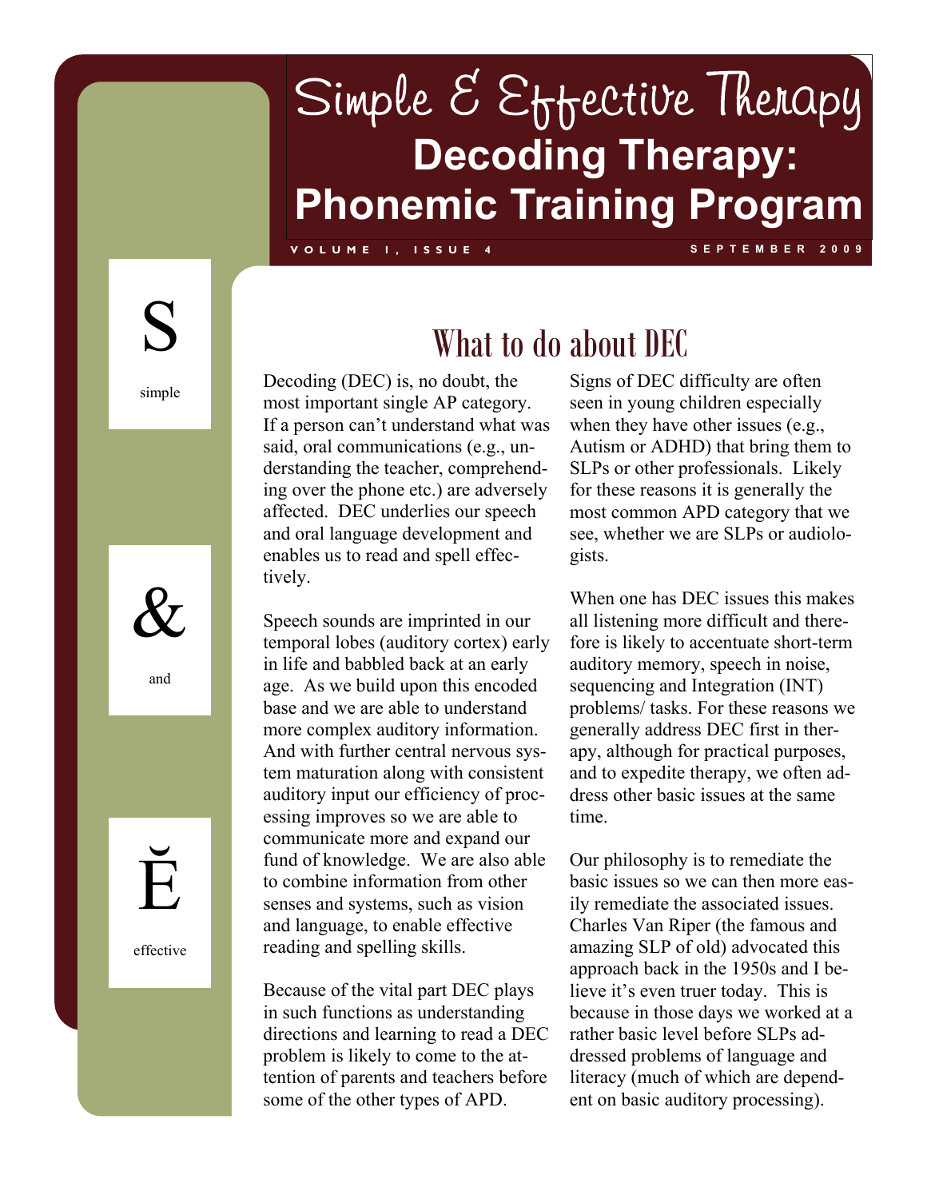# Simple & Effective Therapy

# Decoding Therapy: Phonemic Training Program

VOLUME 1, ISSUE 4 — SEPTEMBER 2009

S
simple

&
and

Ĕ
effective

## What to do about DEC

Decoding (DEC) is, no doubt, the most important single AP category. If a person can't understand what was said, oral communications (e.g., understanding the teacher, comprehending over the phone etc.) are adversely affected. DEC underlies our speech and oral language development and enables us to read and spell effectively.

Speech sounds are imprinted in our temporal lobes (auditory cortex) early in life and babbled back at an early age. As we build upon this encoded base and we are able to understand more complex auditory information. And with further central nervous system maturation along with consistent auditory input our efficiency of processing improves so we are able to communicate more and expand our fund of knowledge. We are also able to combine information from other senses and systems, such as vision and language, to enable effective reading and spelling skills.

Because of the vital part DEC plays in such functions as understanding directions and learning to read a DEC problem is likely to come to the attention of parents and teachers before some of the other types of APD.

Signs of DEC difficulty are often seen in young children especially when they have other issues (e.g., Autism or ADHD) that bring them to SLPs or other professionals. Likely for these reasons it is generally the most common APD category that we see, whether we are SLPs or audiologists.

When one has DEC issues this makes all listening more difficult and therefore is likely to accentuate short-term auditory memory, speech in noise, sequencing and Integration (INT) problems/ tasks. For these reasons we generally address DEC first in therapy, although for practical purposes, and to expedite therapy, we often address other basic issues at the same time.

Our philosophy is to remediate the basic issues so we can then more easily remediate the associated issues. Charles Van Riper (the famous and amazing SLP of old) advocated this approach back in the 1950s and I believe it's even truer today. This is because in those days we worked at a rather basic level before SLPs addressed problems of language and literacy (much of which are dependent on basic auditory processing).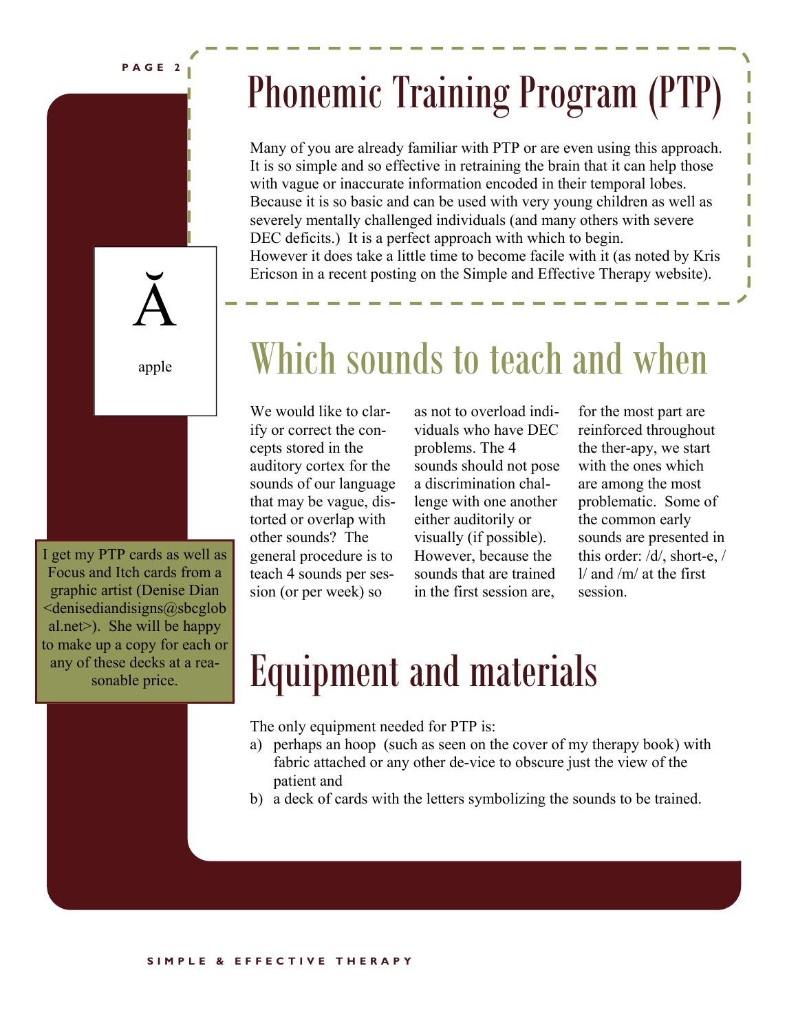# Phonemic Training Program (PTP)

Many of you are already familiar with PTP or are even using this approach. It is so simple and so effective in retraining the brain that it can help those with vague or inaccurate information encoded in their temporal lobes. Because it is so basic and can be used with very young children as well as severely mentally challenged individuals (and many others with severe DEC deficits.) It is a perfect approach with which to begin. However it does take a little time to become facile with it (as noted by Kris Ericson in a recent posting on the Simple and Effective Therapy website).

Ă

apple

I get my PTP cards as well as Focus and Itch cards from a graphic artist (Denise Dian <denisediandisigns@sbcglobal.net>). She will be happy to make up a copy for each or any of these decks at a reasonable price.

## Which sounds to teach and when

We would like to clarify or correct the concepts stored in the auditory cortex for the sounds of our language that may be vague, distorted or overlap with other sounds? The general procedure is to teach 4 sounds per session (or per week) so as not to overload individuals who have DEC problems. The 4 sounds should not pose a discrimination challenge with one another either auditorily or visually (if possible). However, because the sounds that are trained in the first session are, for the most part are reinforced throughout the ther-apy, we start with the ones which are among the most problematic. Some of the common early sounds are presented in this order: /d/, short-e, /l/ and /m/ at the first session.

## Equipment and materials

The only equipment needed for PTP is:

a) perhaps an hoop (such as seen on the cover of my therapy book) with fabric attached or any other de-vice to obscure just the view of the patient and
b) a deck of cards with the letters symbolizing the sounds to be trained.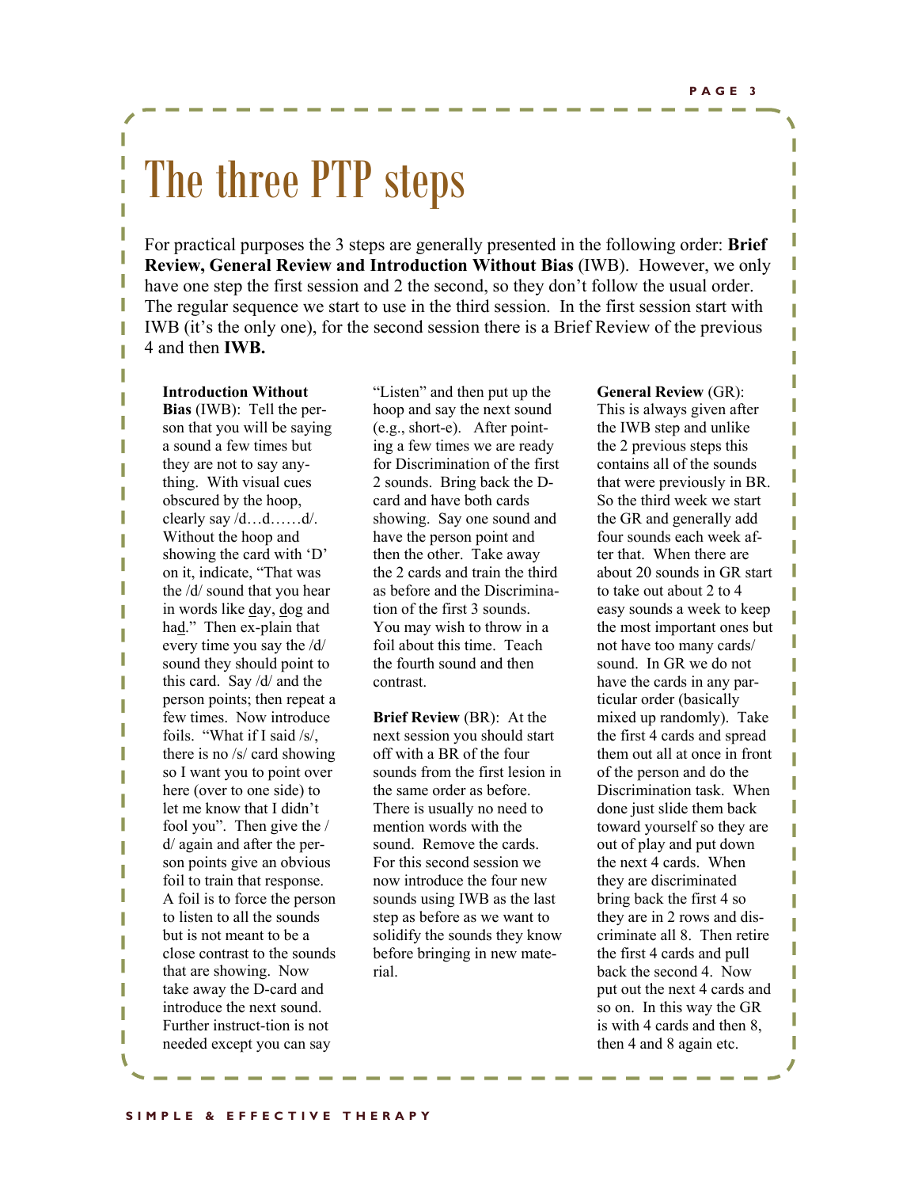# The three PTP steps

For practical purposes the 3 steps are generally presented in the following order: **Brief Review, General Review and Introduction Without Bias** (IWB). However, we only have one step the first session and 2 the second, so they don't follow the usual order. The regular sequence we start to use in the third session. In the first session start with IWB (it's the only one), for the second session there is a Brief Review of the previous 4 and then **IWB.**

**Introduction Without Bias** (IWB): Tell the person that you will be saying a sound a few times but they are not to say anything. With visual cues obscured by the hoop, clearly say /d…d……d/. Without the hoop and showing the card with 'D' on it, indicate, "That was the /d/ sound that you hear in words like day, dog and had." Then ex-plain that every time you say the /d/ sound they should point to this card. Say /d/ and the person points; then repeat a few times. Now introduce foils. "What if I said /s/, there is no /s/ card showing so I want you to point over here (over to one side) to let me know that I didn't fool you". Then give the /d/ again and after the person points give an obvious foil to train that response. A foil is to force the person to listen to all the sounds but is not meant to be a close contrast to the sounds that are showing. Now take away the D-card and introduce the next sound. Further instruct-tion is not needed except you can say "Listen" and then put up the hoop and say the next sound (e.g., short-e). After pointing a few times we are ready for Discrimination of the first 2 sounds. Bring back the D-card and have both cards showing. Say one sound and have the person point and then the other. Take away the 2 cards and train the third as before and the Discrimination of the first 3 sounds. You may wish to throw in a foil about this time. Teach the fourth sound and then contrast.

**Brief Review** (BR): At the next session you should start off with a BR of the four sounds from the first lesion in the same order as before. There is usually no need to mention words with the sound. Remove the cards. For this second session we now introduce the four new sounds using IWB as the last step as before as we want to solidify the sounds they know before bringing in new material.

**General Review** (GR): This is always given after the IWB step and unlike the 2 previous steps this contains all of the sounds that were previously in BR. So the third week we start the GR and generally add four sounds each week after that. When there are about 20 sounds in GR start to take out about 2 to 4 easy sounds a week to keep the most important ones but not have too many cards/sound. In GR we do not have the cards in any particular order (basically mixed up randomly). Take the first 4 cards and spread them out all at once in front of the person and do the Discrimination task. When done just slide them back toward yourself so they are out of play and put down the next 4 cards. When they are discriminated bring back the first 4 so they are in 2 rows and discriminate all 8. Then retire the first 4 cards and pull back the second 4. Now put out the next 4 cards and so on. In this way the GR is with 4 cards and then 8, then 4 and 8 again etc.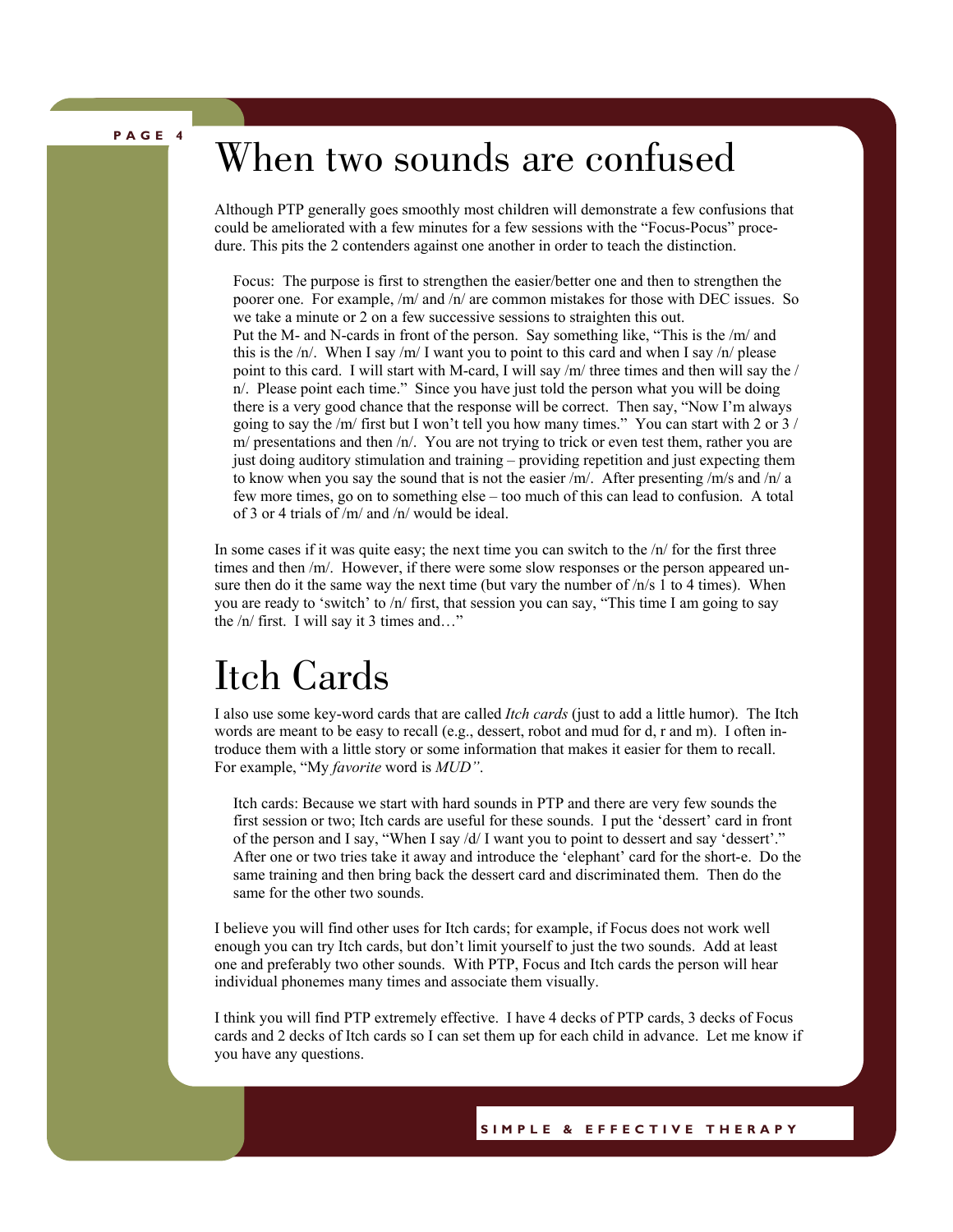# When two sounds are confused

Although PTP generally goes smoothly most children will demonstrate a few confusions that could be ameliorated with a few minutes for a few sessions with the "Focus-Pocus" procedure. This pits the 2 contenders against one another in order to teach the distinction.

> Focus: The purpose is first to strengthen the easier/better one and then to strengthen the poorer one. For example, /m/ and /n/ are common mistakes for those with DEC issues. So we take a minute or 2 on a few successive sessions to straighten this out.
> Put the M- and N-cards in front of the person. Say something like, "This is the /m/ and this is the /n/. When I say /m/ I want you to point to this card and when I say /n/ please point to this card. I will start with M-card, I will say /m/ three times and then will say the /n/. Please point each time." Since you have just told the person what you will be doing there is a very good chance that the response will be correct. Then say, "Now I'm always going to say the /m/ first but I won't tell you how many times." You can start with 2 or 3 /m/ presentations and then /n/. You are not trying to trick or even test them, rather you are just doing auditory stimulation and training – providing repetition and just expecting them to know when you say the sound that is not the easier /m/. After presenting /m/s and /n/ a few more times, go on to something else – too much of this can lead to confusion. A total of 3 or 4 trials of /m/ and /n/ would be ideal.

In some cases if it was quite easy; the next time you can switch to the /n/ for the first three times and then /m/. However, if there were some slow responses or the person appeared unsure then do it the same way the next time (but vary the number of /n/s 1 to 4 times). When you are ready to 'switch' to /n/ first, that session you can say, "This time I am going to say the /n/ first. I will say it 3 times and…"

# Itch Cards

I also use some key-word cards that are called *Itch cards* (just to add a little humor). The Itch words are meant to be easy to recall (e.g., dessert, robot and mud for d, r and m). I often introduce them with a little story or some information that makes it easier for them to recall. For example, "My *favorite* word is *MUD"*.

> Itch cards: Because we start with hard sounds in PTP and there are very few sounds the first session or two; Itch cards are useful for these sounds. I put the 'dessert' card in front of the person and I say, "When I say /d/ I want you to point to dessert and say 'dessert'." After one or two tries take it away and introduce the 'elephant' card for the short-e. Do the same training and then bring back the dessert card and discriminated them. Then do the same for the other two sounds.

I believe you will find other uses for Itch cards; for example, if Focus does not work well enough you can try Itch cards, but don't limit yourself to just the two sounds. Add at least one and preferably two other sounds. With PTP, Focus and Itch cards the person will hear individual phonemes many times and associate them visually.

I think you will find PTP extremely effective. I have 4 decks of PTP cards, 3 decks of Focus cards and 2 decks of Itch cards so I can set them up for each child in advance. Let me know if you have any questions.